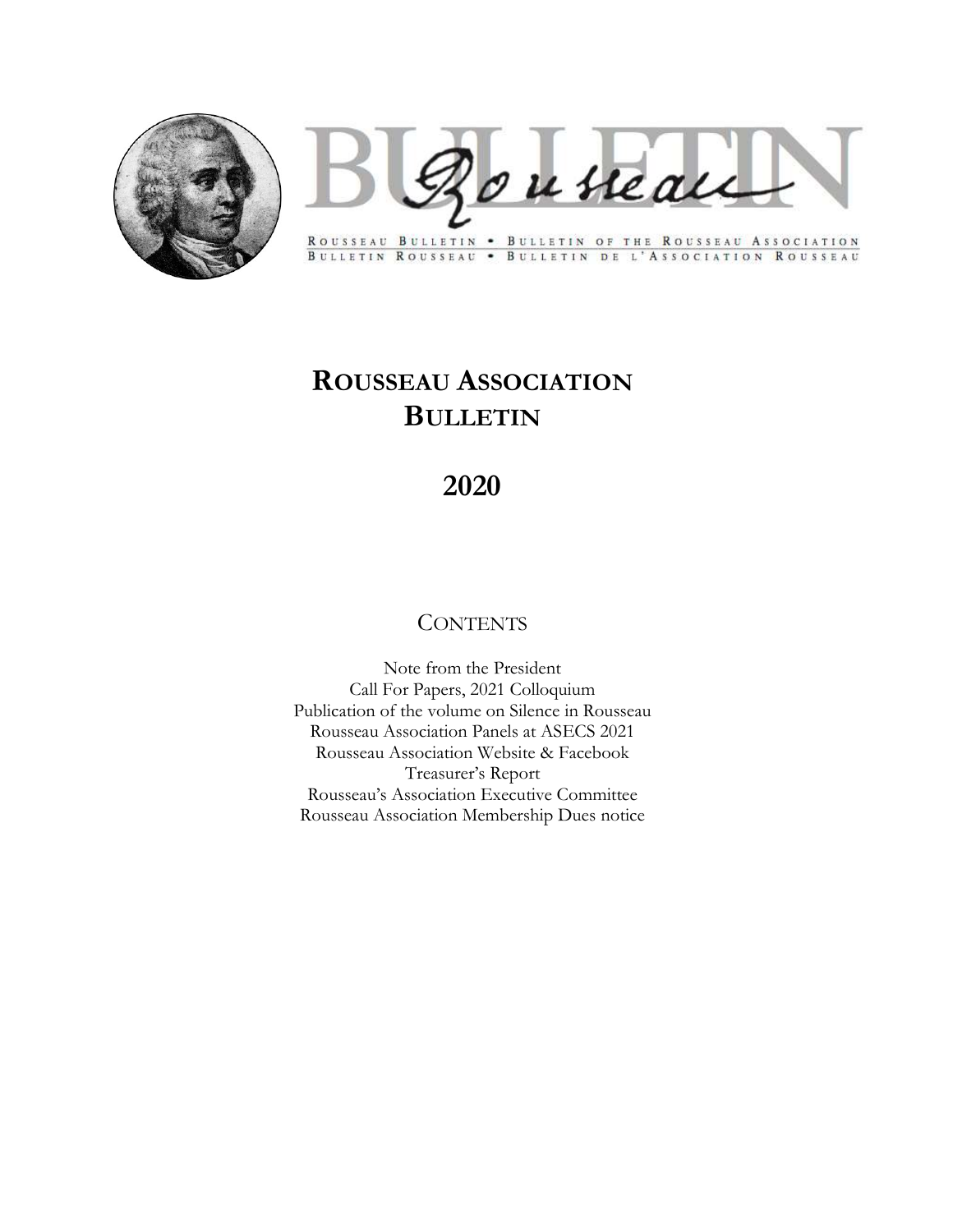BULLETIN Rousseau

ROUSSEAU BULLETIN • BULLETIN OF THE ROUSSEAU ASSOCIATION
BULLETIN ROUSSEAU • BULLETIN DE L'ASSOCIATION ROUSSEAU

# ROUSSEAU ASSOCIATION BULLETIN

# 2020

## CONTENTS

Note from the President
Call For Papers, 2021 Colloquium
Publication of the volume on Silence in Rousseau
Rousseau Association Panels at ASECS 2021
Rousseau Association Website & Facebook
Treasurer's Report
Rousseau's Association Executive Committee
Rousseau Association Membership Dues notice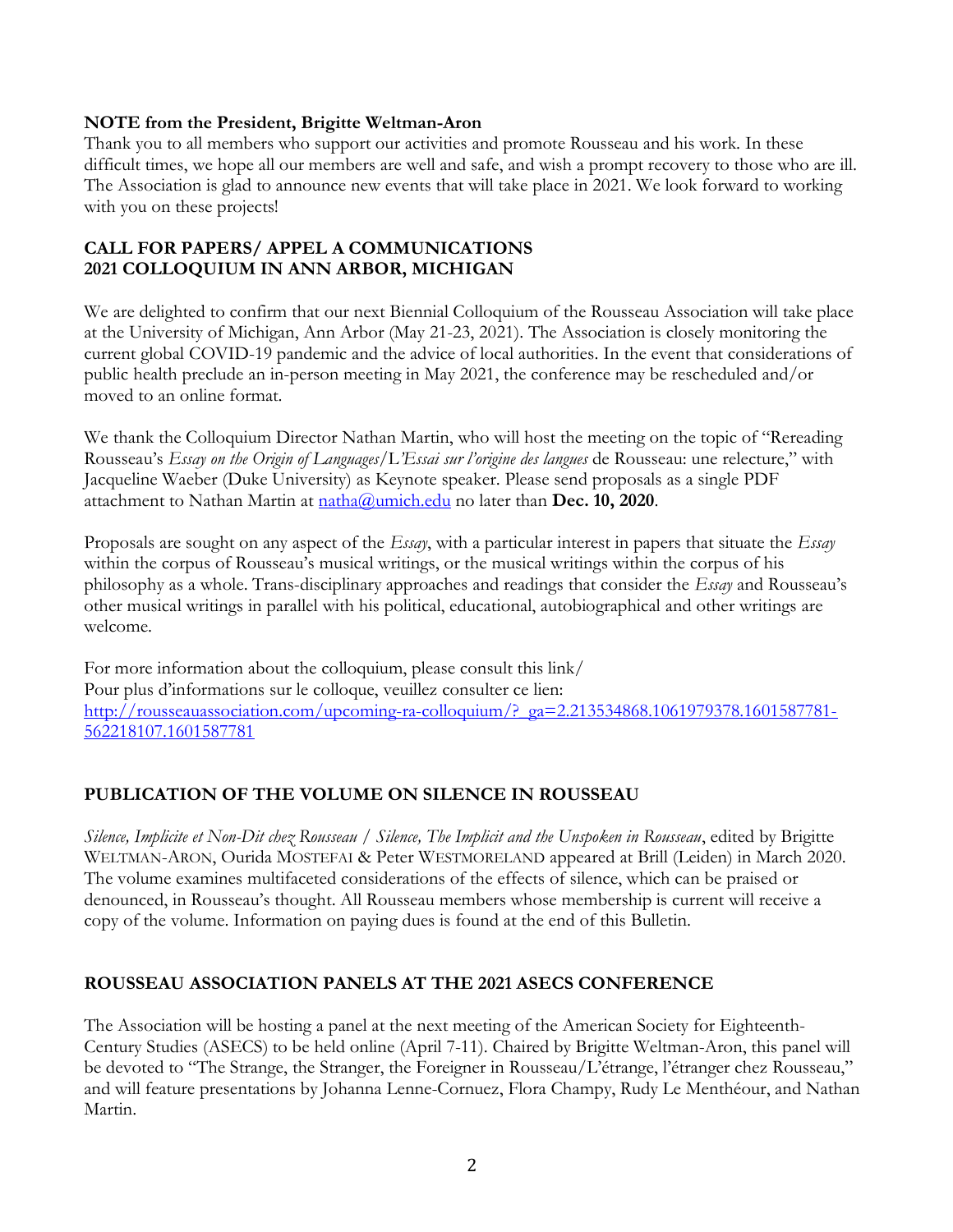**NOTE from the President, Brigitte Weltman-Aron**

Thank you to all members who support our activities and promote Rousseau and his work. In these difficult times, we hope all our members are well and safe, and wish a prompt recovery to those who are ill. The Association is glad to announce new events that will take place in 2021. We look forward to working with you on these projects!

**CALL FOR PAPERS/ APPEL A COMMUNICATIONS**
**2021 COLLOQUIUM IN ANN ARBOR, MICHIGAN**

We are delighted to confirm that our next Biennial Colloquium of the Rousseau Association will take place at the University of Michigan, Ann Arbor (May 21-23, 2021). The Association is closely monitoring the current global COVID-19 pandemic and the advice of local authorities. In the event that considerations of public health preclude an in-person meeting in May 2021, the conference may be rescheduled and/or moved to an online format.

We thank the Colloquium Director Nathan Martin, who will host the meeting on the topic of "Rereading Rousseau's *Essay on the Origin of Languages*/L'*Essai sur l'origine des langues* de Rousseau: une relecture," with Jacqueline Waeber (Duke University) as Keynote speaker. Please send proposals as a single PDF attachment to Nathan Martin at [natha@umich.edu](mailto:natha@umich.edu) no later than **Dec. 10, 2020**.

Proposals are sought on any aspect of the *Essay*, with a particular interest in papers that situate the *Essay* within the corpus of Rousseau's musical writings, or the musical writings within the corpus of his philosophy as a whole. Trans-disciplinary approaches and readings that consider the *Essay* and Rousseau's other musical writings in parallel with his political, educational, autobiographical and other writings are welcome.

For more information about the colloquium, please consult this link/
Pour plus d'informations sur le colloque, veuillez consulter ce lien:
[http://rousseauassociation.com/upcoming-ra-colloquium/?_ga=2.213534868.1061979378.1601587781-562218107.1601587781](http://rousseauassociation.com/upcoming-ra-colloquium/?_ga=2.213534868.1061979378.1601587781-562218107.1601587781)

## PUBLICATION OF THE VOLUME ON SILENCE IN ROUSSEAU

*Silence, Implicite et Non-Dit chez Rousseau / Silence, The Implicit and the Unspoken in Rousseau*, edited by Brigitte WELTMAN-ARON, Ourida MOSTEFAI & Peter WESTMORELAND appeared at Brill (Leiden) in March 2020. The volume examines multifaceted considerations of the effects of silence, which can be praised or denounced, in Rousseau's thought. All Rousseau members whose membership is current will receive a copy of the volume. Information on paying dues is found at the end of this Bulletin.

## ROUSSEAU ASSOCIATION PANELS AT THE 2021 ASECS CONFERENCE

The Association will be hosting a panel at the next meeting of the American Society for Eighteenth-Century Studies (ASECS) to be held online (April 7-11). Chaired by Brigitte Weltman-Aron, this panel will be devoted to "The Strange, the Stranger, the Foreigner in Rousseau/L'étrange, l'étranger chez Rousseau," and will feature presentations by Johanna Lenne-Cornuez, Flora Champy, Rudy Le Menthéour, and Nathan Martin.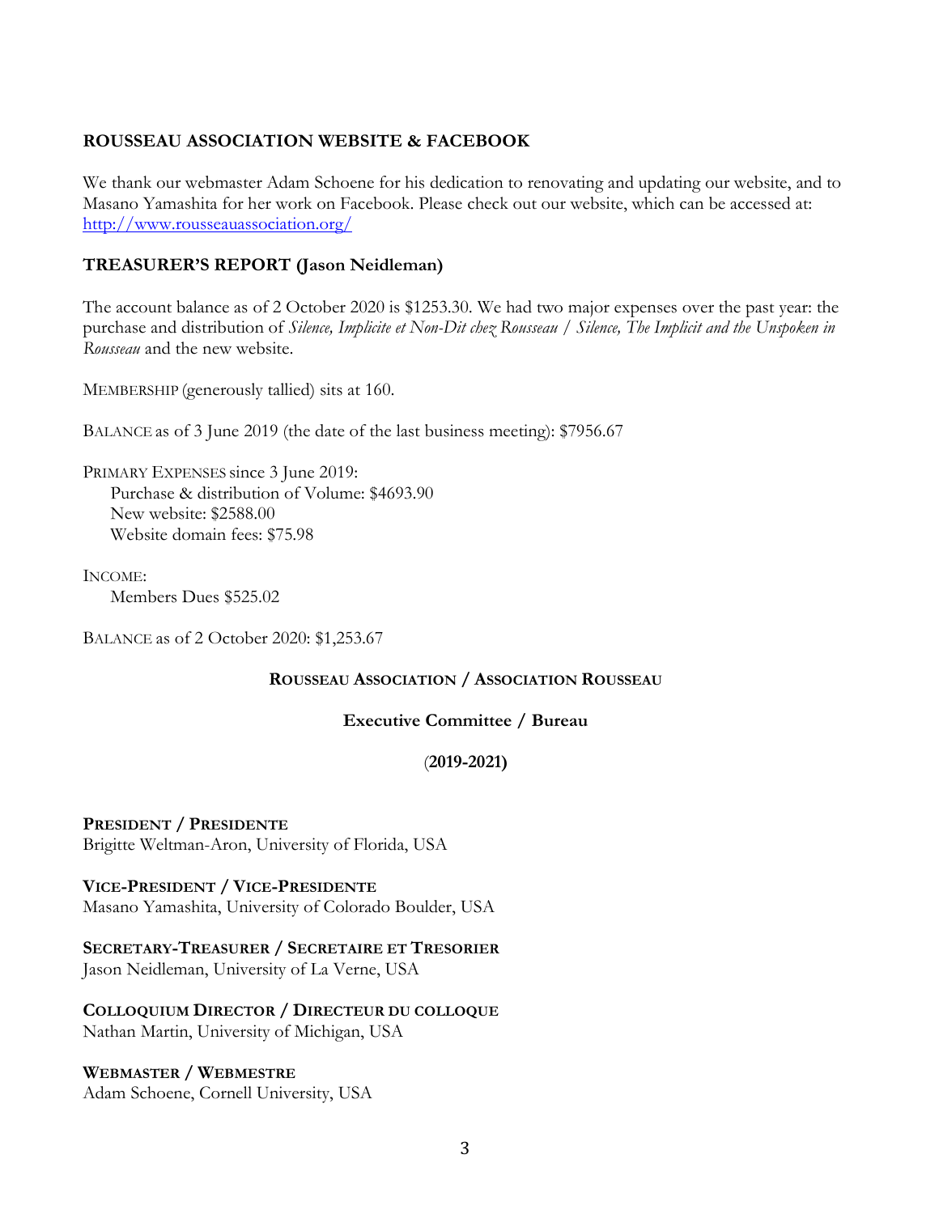## ROUSSEAU ASSOCIATION WEBSITE & FACEBOOK

We thank our webmaster Adam Schoene for his dedication to renovating and updating our website, and to Masano Yamashita for her work on Facebook. Please check out our website, which can be accessed at: http://www.rousseauassociation.org/

## TREASURER'S REPORT (Jason Neidleman)

The account balance as of 2 October 2020 is $1253.30. We had two major expenses over the past year: the purchase and distribution of *Silence, Implicite et Non-Dit chez Rousseau / Silence, The Implicit and the Unspoken in Rousseau* and the new website.

MEMBERSHIP (generously tallied) sits at 160.

BALANCE as of 3 June 2019 (the date of the last business meeting): $7956.67

PRIMARY EXPENSES since 3 June 2019:
- Purchase & distribution of Volume: $4693.90
- New website: $2588.00
- Website domain fees: $75.98

INCOME:
- Members Dues $525.02

BALANCE as of 2 October 2020: $1,253.67

### ROUSSEAU ASSOCIATION / ASSOCIATION ROUSSEAU

### Executive Committee / Bureau

### (2019-2021)

**PRESIDENT / PRESIDENTE**
Brigitte Weltman-Aron, University of Florida, USA

**VICE-PRESIDENT / VICE-PRESIDENTE**
Masano Yamashita, University of Colorado Boulder, USA

**SECRETARY-TREASURER / SECRETAIRE ET TRESORIER**
Jason Neidleman, University of La Verne, USA

**COLLOQUIUM DIRECTOR / DIRECTEUR DU COLLOQUE**
Nathan Martin, University of Michigan, USA

**WEBMASTER / WEBMESTRE**
Adam Schoene, Cornell University, USA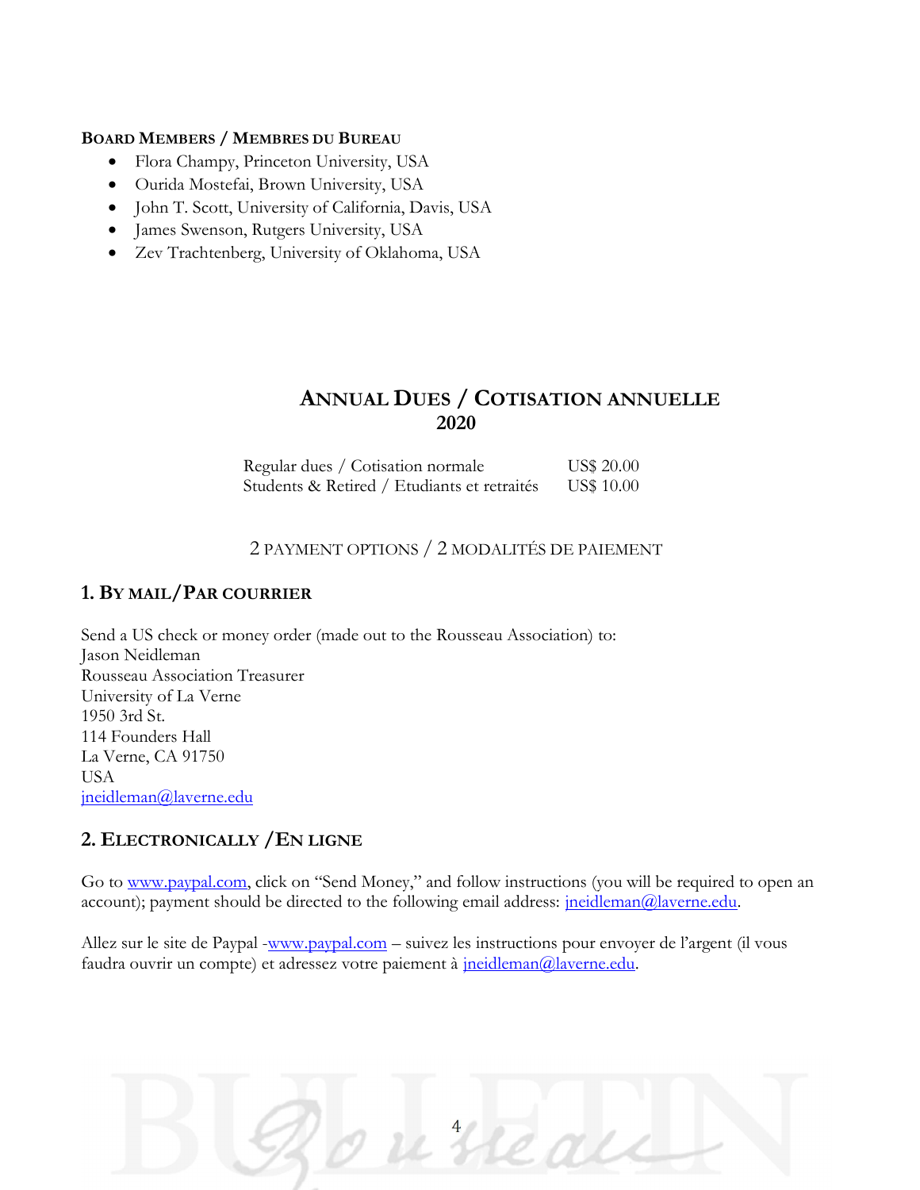**BOARD MEMBERS / MEMBRES DU BUREAU**

- Flora Champy, Princeton University, USA
- Ourida Mostefai, Brown University, USA
- John T. Scott, University of California, Davis, USA
- James Swenson, Rutgers University, USA
- Zev Trachtenberg, University of Oklahoma, USA

## ANNUAL DUES / COTISATION ANNUELLE 2020

| | |
|---|---|
| Regular dues / Cotisation normale | US$ 20.00 |
| Students & Retired / Etudiants et retraités | US$ 10.00 |

2 PAYMENT OPTIONS / 2 MODALITÉS DE PAIEMENT

### 1. BY MAIL/PAR COURRIER

Send a US check or money order (made out to the Rousseau Association) to:
Jason Neidleman
Rousseau Association Treasurer
University of La Verne
1950 3rd St.
114 Founders Hall
La Verne, CA 91750
USA
jneidleman@laverne.edu

### 2. ELECTRONICALLY /EN LIGNE

Go to www.paypal.com, click on "Send Money," and follow instructions (you will be required to open an account); payment should be directed to the following email address: jneidleman@laverne.edu.

Allez sur le site de Paypal -www.paypal.com – suivez les instructions pour envoyer de l'argent (il vous faudra ouvrir un compte) et adressez votre paiement à jneidleman@laverne.edu.